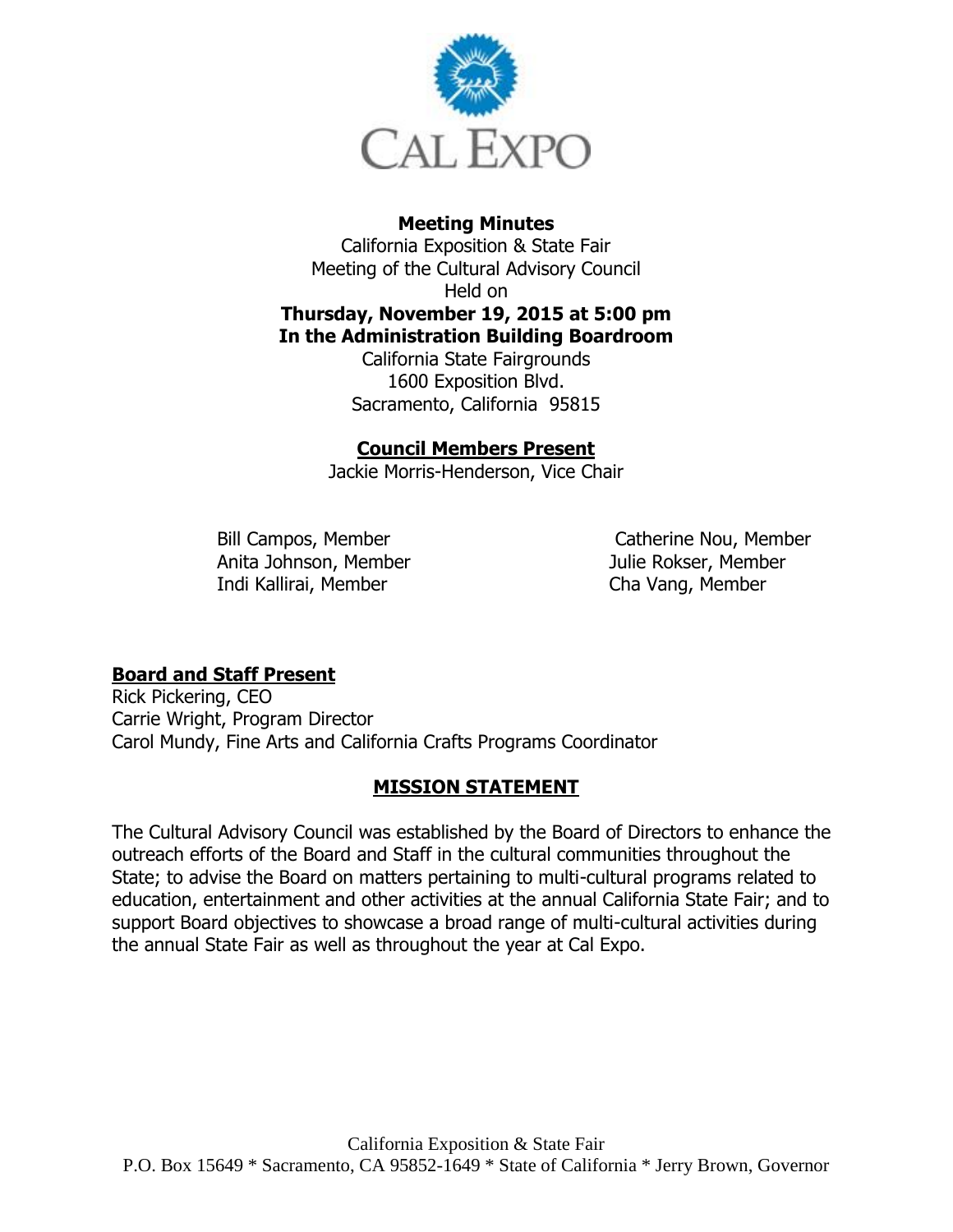CAL EXPO

**Meeting Minutes**

California Exposition & State Fair
Meeting of the Cultural Advisory Council
Held on
**Thursday, November 19, 2015 at 5:00 pm**
**In the Administration Building Boardroom**
California State Fairgrounds
1600 Exposition Blvd.
Sacramento, California 95815

## Council Members Present

Jackie Morris-Henderson, Vice Chair

Bill Campos, Member
Anita Johnson, Member
Indi Kallirai, Member
Catherine Nou, Member
Julie Rokser, Member
Cha Vang, Member

## Board and Staff Present

Rick Pickering, CEO
Carrie Wright, Program Director
Carol Mundy, Fine Arts and California Crafts Programs Coordinator

## MISSION STATEMENT

The Cultural Advisory Council was established by the Board of Directors to enhance the outreach efforts of the Board and Staff in the cultural communities throughout the State; to advise the Board on matters pertaining to multi-cultural programs related to education, entertainment and other activities at the annual California State Fair; and to support Board objectives to showcase a broad range of multi-cultural activities during the annual State Fair as well as throughout the year at Cal Expo.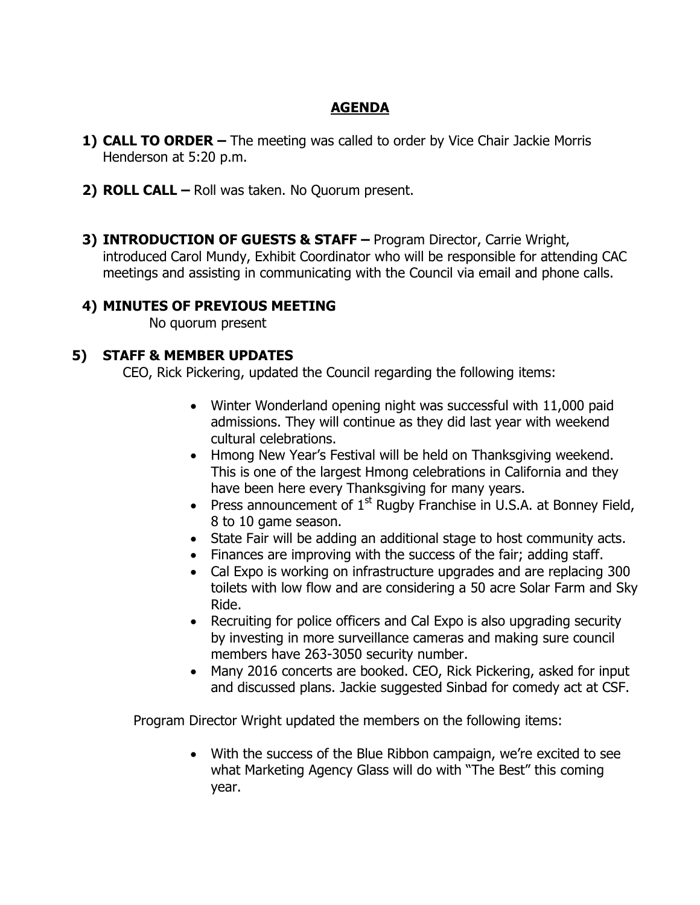# AGENDA

1) **CALL TO ORDER –** The meeting was called to order by Vice Chair Jackie Morris Henderson at 5:20 p.m.

2) **ROLL CALL –** Roll was taken. No Quorum present.

3) **INTRODUCTION OF GUESTS & STAFF –** Program Director, Carrie Wright, introduced Carol Mundy, Exhibit Coordinator who will be responsible for attending CAC meetings and assisting in communicating with the Council via email and phone calls.

4) **MINUTES OF PREVIOUS MEETING**
   No quorum present

5) **STAFF & MEMBER UPDATES**
   CEO, Rick Pickering, updated the Council regarding the following items:

   - Winter Wonderland opening night was successful with 11,000 paid admissions. They will continue as they did last year with weekend cultural celebrations.
   - Hmong New Year's Festival will be held on Thanksgiving weekend. This is one of the largest Hmong celebrations in California and they have been here every Thanksgiving for many years.
   - Press announcement of 1st Rugby Franchise in U.S.A. at Bonney Field, 8 to 10 game season.
   - State Fair will be adding an additional stage to host community acts.
   - Finances are improving with the success of the fair; adding staff.
   - Cal Expo is working on infrastructure upgrades and are replacing 300 toilets with low flow and are considering a 50 acre Solar Farm and Sky Ride.
   - Recruiting for police officers and Cal Expo is also upgrading security by investing in more surveillance cameras and making sure council members have 263-3050 security number.
   - Many 2016 concerts are booked. CEO, Rick Pickering, asked for input and discussed plans. Jackie suggested Sinbad for comedy act at CSF.

   Program Director Wright updated the members on the following items:

   - With the success of the Blue Ribbon campaign, we're excited to see what Marketing Agency Glass will do with "The Best" this coming year.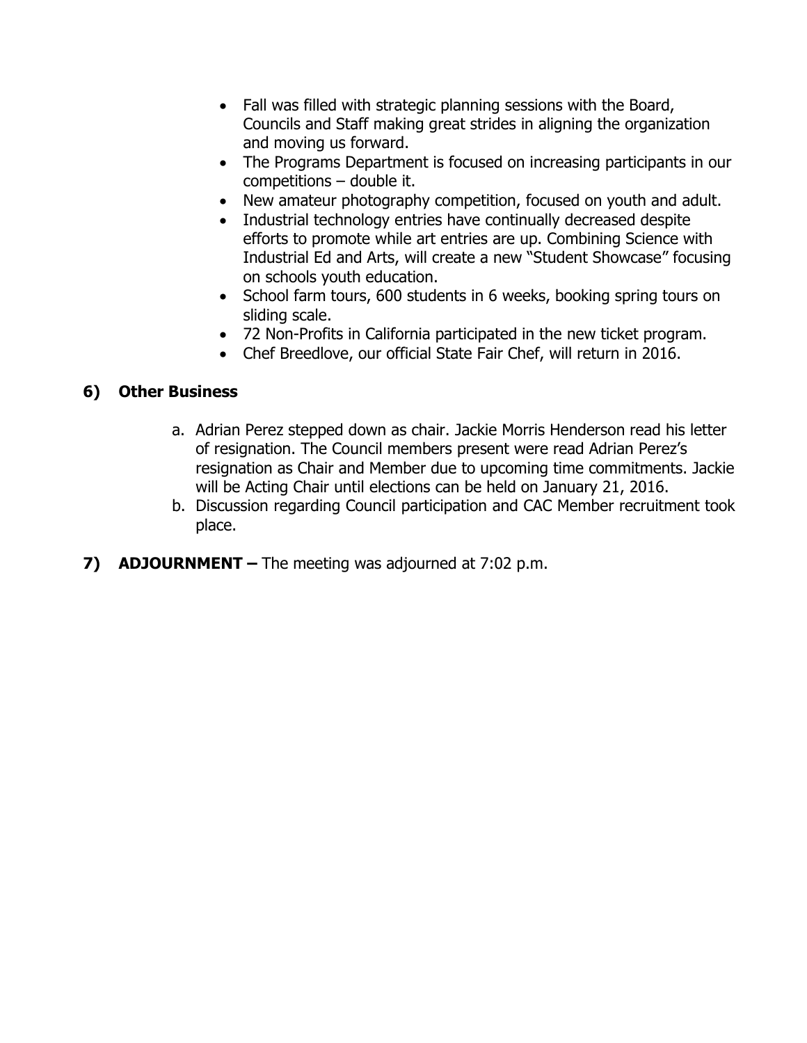- Fall was filled with strategic planning sessions with the Board, Councils and Staff making great strides in aligning the organization and moving us forward.
- The Programs Department is focused on increasing participants in our competitions – double it.
- New amateur photography competition, focused on youth and adult.
- Industrial technology entries have continually decreased despite efforts to promote while art entries are up. Combining Science with Industrial Ed and Arts, will create a new "Student Showcase" focusing on schools youth education.
- School farm tours, 600 students in 6 weeks, booking spring tours on sliding scale.
- 72 Non-Profits in California participated in the new ticket program.
- Chef Breedlove, our official State Fair Chef, will return in 2016.

**6) Other Business**

a. Adrian Perez stepped down as chair. Jackie Morris Henderson read his letter of resignation. The Council members present were read Adrian Perez's resignation as Chair and Member due to upcoming time commitments. Jackie will be Acting Chair until elections can be held on January 21, 2016.

b. Discussion regarding Council participation and CAC Member recruitment took place.

**7) ADJOURNMENT –** The meeting was adjourned at 7:02 p.m.